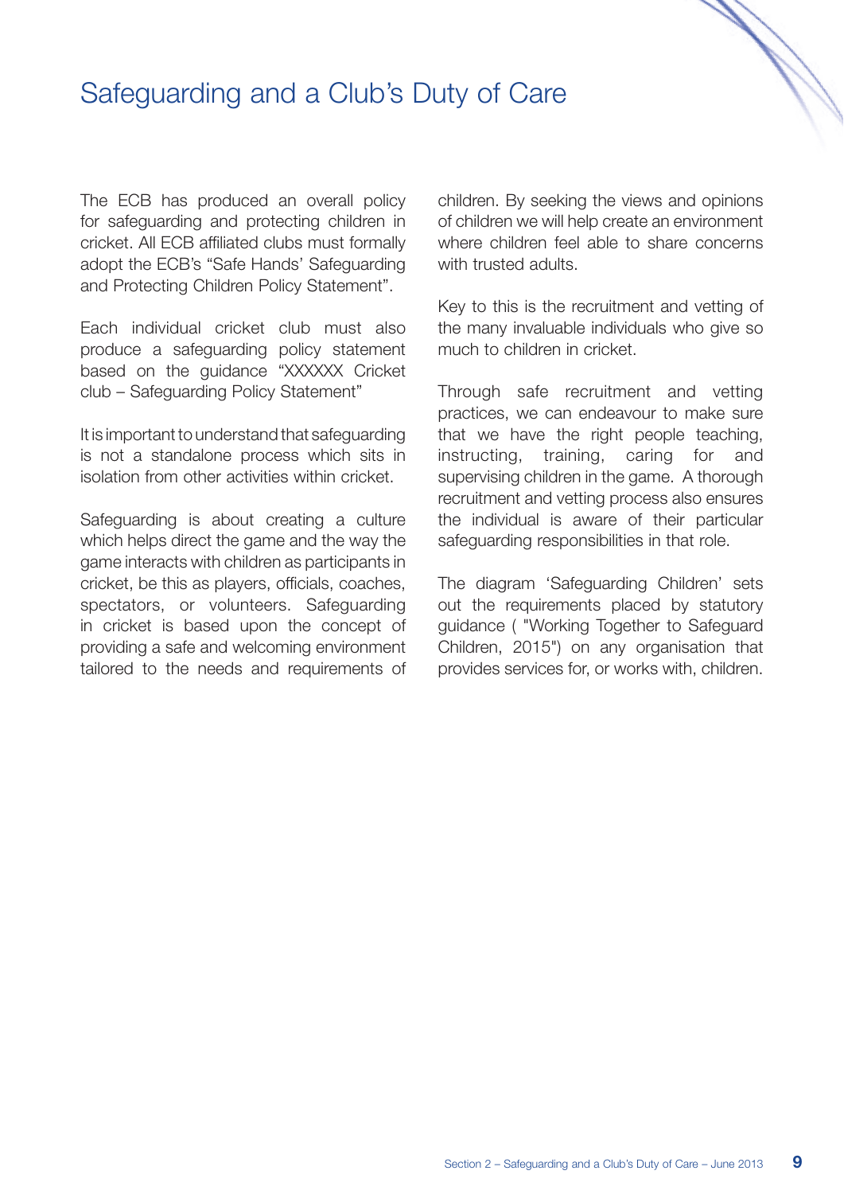# Safeguarding and a Club's Duty of Care

The ECB has produced an overall policy for safeguarding and protecting children in cricket. All ECB affiliated clubs must formally adopt the ECB's "Safe Hands' Safeguarding and Protecting Children Policy Statement".

Each individual cricket club must also produce a safeguarding policy statement based on the guidance "XXXXXX Cricket club – Safeguarding Policy Statement"

It is important to understand that safeguarding is not a standalone process which sits in isolation from other activities within cricket.

Safeguarding is about creating a culture which helps direct the game and the way the game interacts with children as participants in cricket, be this as players, officials, coaches, spectators, or volunteers. Safeguarding in cricket is based upon the concept of providing a safe and welcoming environment tailored to the needs and requirements of children. By seeking the views and opinions of children we will help create an environment where children feel able to share concerns with trusted adults.

Key to this is the recruitment and vetting of the many invaluable individuals who give so much to children in cricket.

Through safe recruitment and vetting practices, we can endeavour to make sure that we have the right people teaching, instructing, training, caring for and supervising children in the game. A thorough recruitment and vetting process also ensures the individual is aware of their particular safeguarding responsibilities in that role.

The diagram 'Safeguarding Children' sets out the requirements placed by statutory guidance ( "Working Together to Safeguard Children, 2015") on any organisation that provides services for, or works with, children.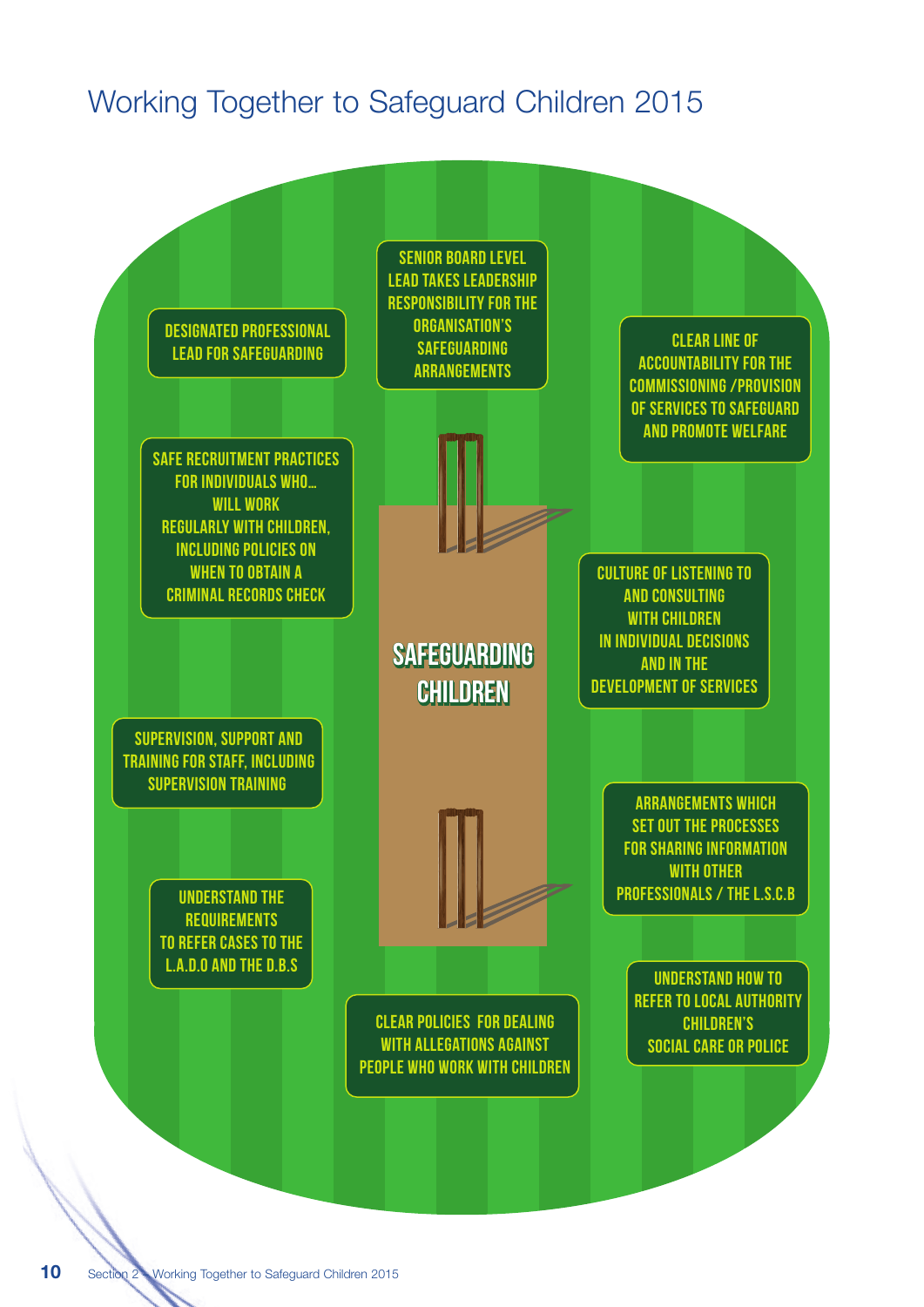# Working Together to Safeguard Children 2015

**SAFEGUARDING CHILDREN**

- DESIGNATED PROFESSIONAL LEAD FOR SAFEGUARDING
- SENIOR BOARD LEVEL LEAD TAKES LEADERSHIP RESPONSIBILITY FOR THE ORGANISATION'S SAFEGUARDING ARRANGEMENTS
- CLEAR LINE OF ACCOUNTABILITY FOR THE COMMISSIONING /PROVISION OF SERVICES TO SAFEGUARD AND PROMOTE WELFARE
- SAFE RECRUITMENT PRACTICES FOR INDIVIDUALS WHO... WILL WORK REGULARLY WITH CHILDREN, INCLUDING POLICIES ON WHEN TO OBTAIN A CRIMINAL RECORDS CHECK
- CULTURE OF LISTENING TO AND CONSULTING WITH CHILDREN IN INDIVIDUAL DECISIONS AND IN THE DEVELOPMENT OF SERVICES
- SUPERVISION, SUPPORT AND TRAINING FOR STAFF, INCLUDING SUPERVISION TRAINING
- ARRANGEMENTS WHICH SET OUT THE PROCESSES FOR SHARING INFORMATION WITH OTHER PROFESSIONALS / THE L.S.C.B
- UNDERSTAND THE REQUIREMENTS TO REFER CASES TO THE L.A.D.O AND THE D.B.S
- UNDERSTAND HOW TO REFER TO LOCAL AUTHORITY CHILDREN'S SOCIAL CARE OR POLICE
- CLEAR POLICIES FOR DEALING WITH ALLEGATIONS AGAINST PEOPLE WHO WORK WITH CHILDREN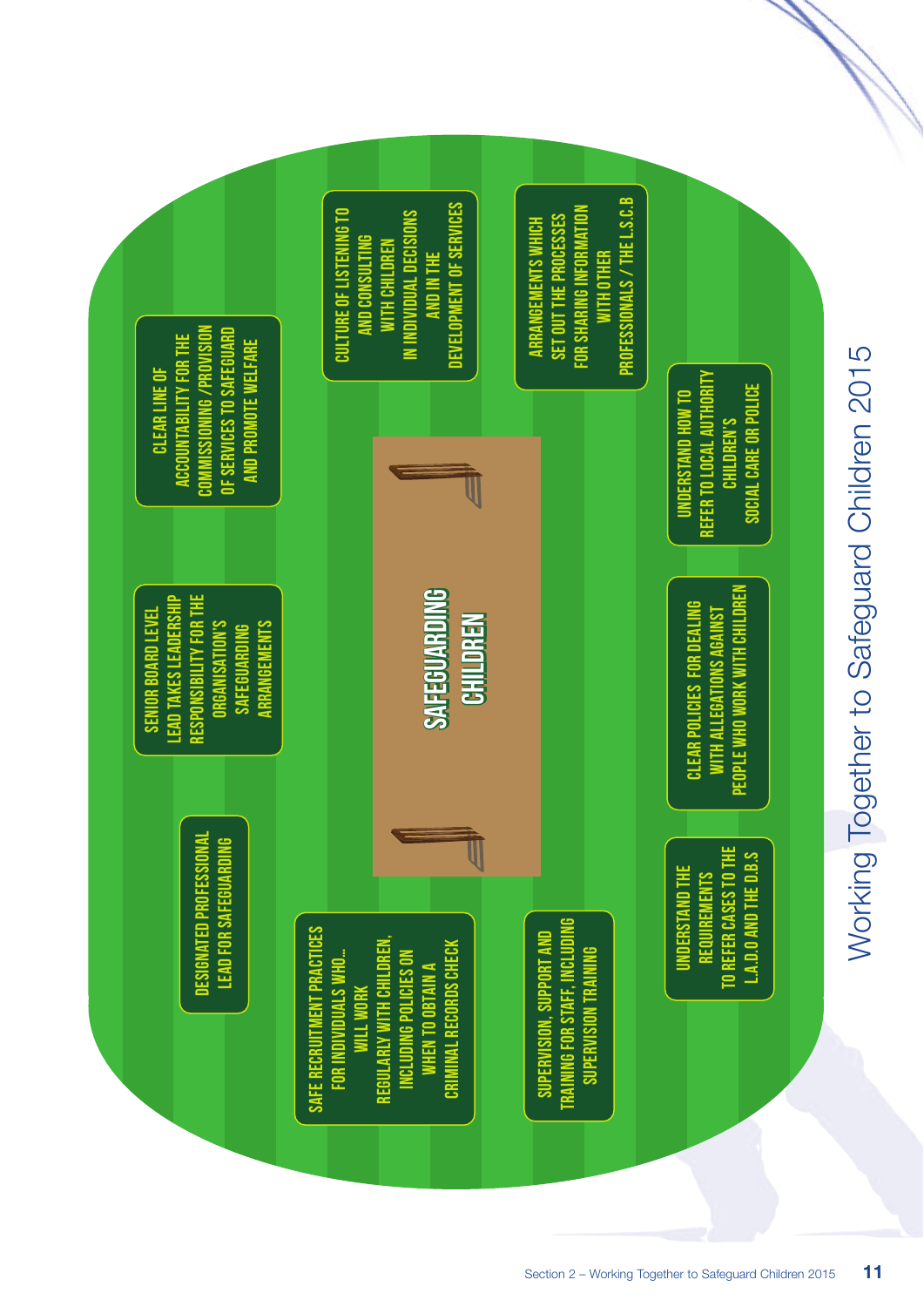# Working Together to Safeguard Children 2015

## SAFEGUARDING CHILDREN

- DESIGNATED PROFESSIONAL LEAD FOR SAFEGUARDING
- SENIOR BOARD LEVEL LEAD TAKES LEADERSHIP RESPONSIBILITY FOR THE ORGANISATION'S SAFEGUARDING ARRANGEMENTS
- CLEAR LINE OF ACCOUNTABILITY FOR THE COMMISSIONING /PROVISION OF SERVICES TO SAFEGUARD AND PROMOTE WELFARE
- SAFE RECRUITMENT PRACTICES FOR INDIVIDUALS WHO... WILL WORK REGULARLY WITH CHILDREN, INCLUDING POLICIES ON WHEN TO OBTAIN A CRIMINAL RECORDS CHECK
- CULTURE OF LISTENING TO AND CONSULTING WITH CHILDREN IN INDIVIDUAL DECISIONS AND IN THE DEVELOPMENT OF SERVICES
- SUPERVISION, SUPPORT AND TRAINING FOR STAFF, INCLUDING SUPERVISION TRAINING
- ARRANGEMENTS WHICH SET OUT THE PROCESSES FOR SHARING INFORMATION WITH OTHER PROFESSIONALS / THE L.S.C.B
- UNDERSTAND THE REQUIREMENTS TO REFER CASES TO THE L.A.D.O AND THE D.B.S
- CLEAR POLICIES FOR DEALING WITH ALLEGATIONS AGAINST PEOPLE WHO WORK WITH CHILDREN
- UNDERSTAND HOW TO REFER TO LOCAL AUTHORITY CHILDREN'S SOCIAL CARE OR POLICE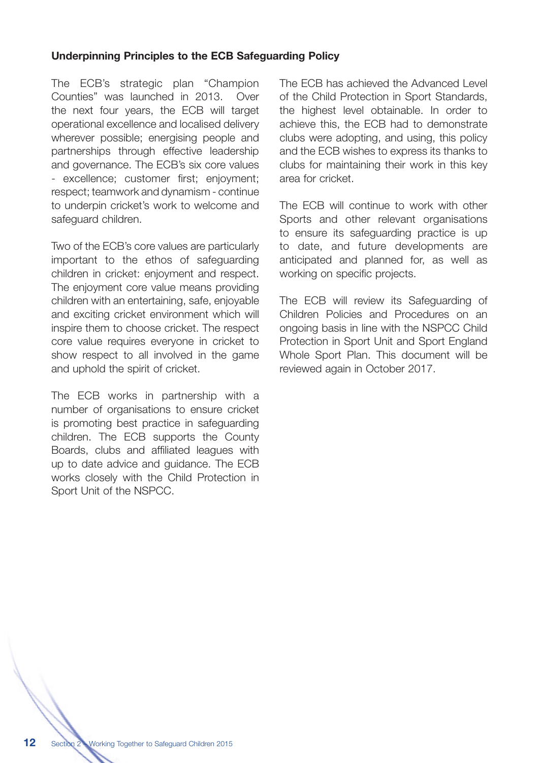**Underpinning Principles to the ECB Safeguarding Policy**

The ECB's strategic plan "Champion Counties" was launched in 2013. Over the next four years, the ECB will target operational excellence and localised delivery wherever possible; energising people and partnerships through effective leadership and governance. The ECB's six core values - excellence; customer first; enjoyment; respect; teamwork and dynamism - continue to underpin cricket's work to welcome and safeguard children.

Two of the ECB's core values are particularly important to the ethos of safeguarding children in cricket: enjoyment and respect. The enjoyment core value means providing children with an entertaining, safe, enjoyable and exciting cricket environment which will inspire them to choose cricket. The respect core value requires everyone in cricket to show respect to all involved in the game and uphold the spirit of cricket.

The ECB works in partnership with a number of organisations to ensure cricket is promoting best practice in safeguarding children. The ECB supports the County Boards, clubs and affiliated leagues with up to date advice and guidance. The ECB works closely with the Child Protection in Sport Unit of the NSPCC.

The ECB has achieved the Advanced Level of the Child Protection in Sport Standards, the highest level obtainable. In order to achieve this, the ECB had to demonstrate clubs were adopting, and using, this policy and the ECB wishes to express its thanks to clubs for maintaining their work in this key area for cricket.

The ECB will continue to work with other Sports and other relevant organisations to ensure its safeguarding practice is up to date, and future developments are anticipated and planned for, as well as working on specific projects.

The ECB will review its Safeguarding of Children Policies and Procedures on an ongoing basis in line with the NSPCC Child Protection in Sport Unit and Sport England Whole Sport Plan. This document will be reviewed again in October 2017.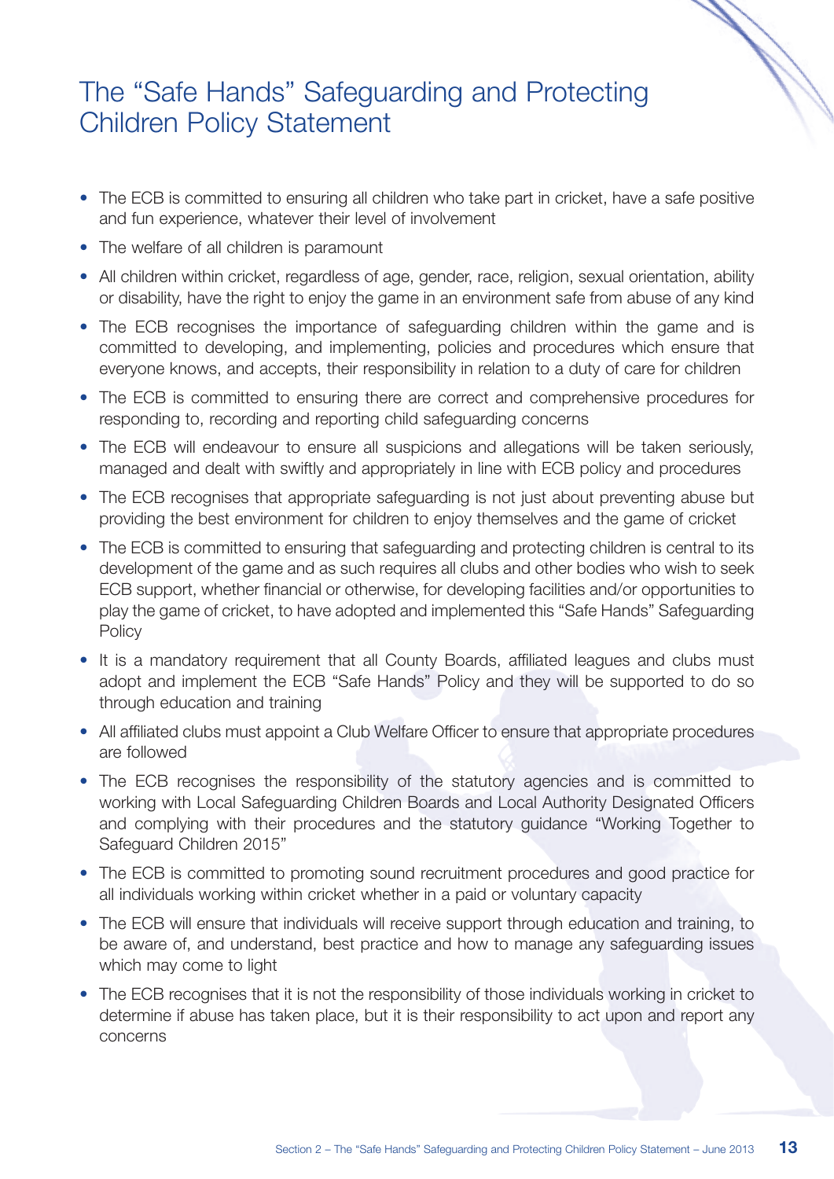# The "Safe Hands" Safeguarding and Protecting Children Policy Statement

- The ECB is committed to ensuring all children who take part in cricket, have a safe positive and fun experience, whatever their level of involvement
- The welfare of all children is paramount
- All children within cricket, regardless of age, gender, race, religion, sexual orientation, ability or disability, have the right to enjoy the game in an environment safe from abuse of any kind
- The ECB recognises the importance of safeguarding children within the game and is committed to developing, and implementing, policies and procedures which ensure that everyone knows, and accepts, their responsibility in relation to a duty of care for children
- The ECB is committed to ensuring there are correct and comprehensive procedures for responding to, recording and reporting child safeguarding concerns
- The ECB will endeavour to ensure all suspicions and allegations will be taken seriously, managed and dealt with swiftly and appropriately in line with ECB policy and procedures
- The ECB recognises that appropriate safeguarding is not just about preventing abuse but providing the best environment for children to enjoy themselves and the game of cricket
- The ECB is committed to ensuring that safeguarding and protecting children is central to its development of the game and as such requires all clubs and other bodies who wish to seek ECB support, whether financial or otherwise, for developing facilities and/or opportunities to play the game of cricket, to have adopted and implemented this "Safe Hands" Safeguarding Policy
- It is a mandatory requirement that all County Boards, affiliated leagues and clubs must adopt and implement the ECB "Safe Hands" Policy and they will be supported to do so through education and training
- All affiliated clubs must appoint a Club Welfare Officer to ensure that appropriate procedures are followed
- The ECB recognises the responsibility of the statutory agencies and is committed to working with Local Safeguarding Children Boards and Local Authority Designated Officers and complying with their procedures and the statutory guidance "Working Together to Safeguard Children 2015"
- The ECB is committed to promoting sound recruitment procedures and good practice for all individuals working within cricket whether in a paid or voluntary capacity
- The ECB will ensure that individuals will receive support through education and training, to be aware of, and understand, best practice and how to manage any safeguarding issues which may come to light
- The ECB recognises that it is not the responsibility of those individuals working in cricket to determine if abuse has taken place, but it is their responsibility to act upon and report any concerns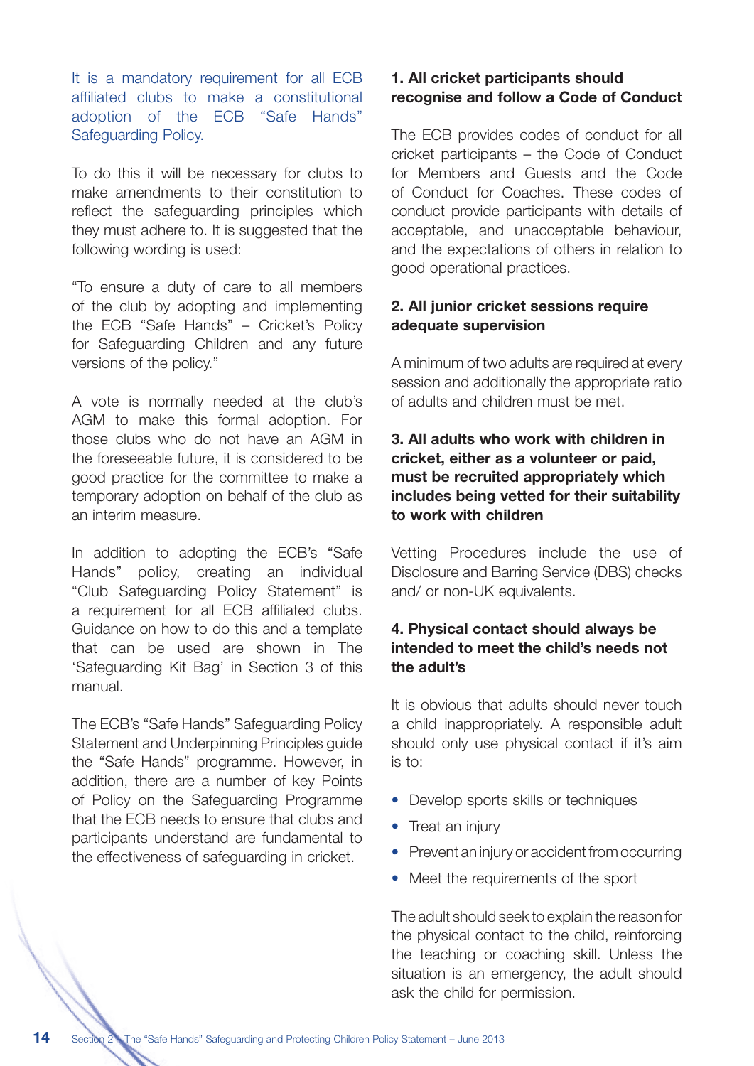It is a mandatory requirement for all ECB affiliated clubs to make a constitutional adoption of the ECB “Safe Hands” Safeguarding Policy.

To do this it will be necessary for clubs to make amendments to their constitution to reflect the safeguarding principles which they must adhere to. It is suggested that the following wording is used:

“To ensure a duty of care to all members of the club by adopting and implementing the ECB “Safe Hands” – Cricket’s Policy for Safeguarding Children and any future versions of the policy.”

A vote is normally needed at the club’s AGM to make this formal adoption. For those clubs who do not have an AGM in the foreseeable future, it is considered to be good practice for the committee to make a temporary adoption on behalf of the club as an interim measure.

In addition to adopting the ECB’s “Safe Hands” policy, creating an individual “Club Safeguarding Policy Statement” is a requirement for all ECB affiliated clubs. Guidance on how to do this and a template that can be used are shown in The ‘Safeguarding Kit Bag’ in Section 3 of this manual.

The ECB’s “Safe Hands” Safeguarding Policy Statement and Underpinning Principles guide the “Safe Hands” programme. However, in addition, there are a number of key Points of Policy on the Safeguarding Programme that the ECB needs to ensure that clubs and participants understand are fundamental to the effectiveness of safeguarding in cricket.

**1. All cricket participants should recognise and follow a Code of Conduct**

The ECB provides codes of conduct for all cricket participants – the Code of Conduct for Members and Guests and the Code of Conduct for Coaches. These codes of conduct provide participants with details of acceptable, and unacceptable behaviour, and the expectations of others in relation to good operational practices.

**2. All junior cricket sessions require adequate supervision**

A minimum of two adults are required at every session and additionally the appropriate ratio of adults and children must be met.

**3. All adults who work with children in cricket, either as a volunteer or paid, must be recruited appropriately which includes being vetted for their suitability to work with children**

Vetting Procedures include the use of Disclosure and Barring Service (DBS) checks and/ or non-UK equivalents.

**4. Physical contact should always be intended to meet the child’s needs not the adult’s**

It is obvious that adults should never touch a child inappropriately. A responsible adult should only use physical contact if it’s aim is to:

- Develop sports skills or techniques
- Treat an injury
- Prevent an injury or accident from occurring
- Meet the requirements of the sport

The adult should seek to explain the reason for the physical contact to the child, reinforcing the teaching or coaching skill. Unless the situation is an emergency, the adult should ask the child for permission.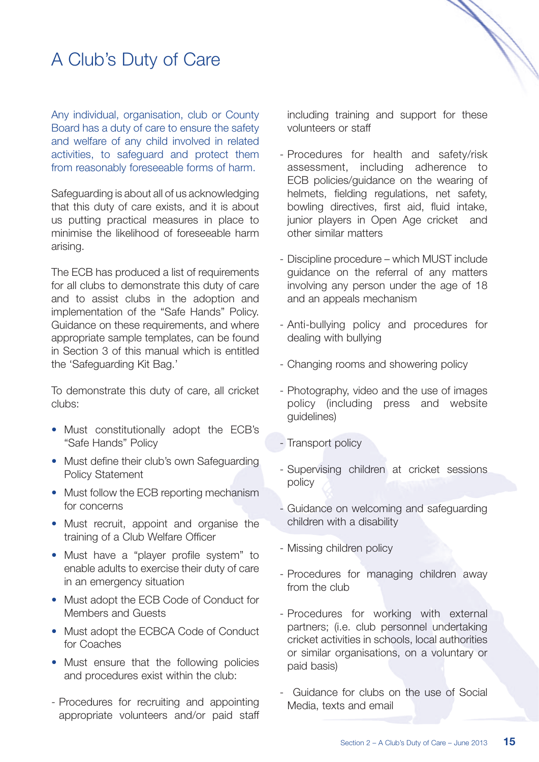# A Club's Duty of Care

Any individual, organisation, club or County Board has a duty of care to ensure the safety and welfare of any child involved in related activities, to safeguard and protect them from reasonably foreseeable forms of harm.

Safeguarding is about all of us acknowledging that this duty of care exists, and it is about us putting practical measures in place to minimise the likelihood of foreseeable harm arising.

The ECB has produced a list of requirements for all clubs to demonstrate this duty of care and to assist clubs in the adoption and implementation of the "Safe Hands" Policy. Guidance on these requirements, and where appropriate sample templates, can be found in Section 3 of this manual which is entitled the 'Safeguarding Kit Bag.'

To demonstrate this duty of care, all cricket clubs:

- Must constitutionally adopt the ECB's "Safe Hands" Policy
- Must define their club's own Safeguarding Policy Statement
- Must follow the ECB reporting mechanism for concerns
- Must recruit, appoint and organise the training of a Club Welfare Officer
- Must have a "player profile system" to enable adults to exercise their duty of care in an emergency situation
- Must adopt the ECB Code of Conduct for Members and Guests
- Must adopt the ECBCA Code of Conduct for Coaches
- Must ensure that the following policies and procedures exist within the club:

- Procedures for recruiting and appointing appropriate volunteers and/or paid staff including training and support for these volunteers or staff
- Procedures for health and safety/risk assessment, including adherence to ECB policies/guidance on the wearing of helmets, fielding regulations, net safety, bowling directives, first aid, fluid intake, junior players in Open Age cricket and other similar matters
- Discipline procedure – which MUST include guidance on the referral of any matters involving any person under the age of 18 and an appeals mechanism
- Anti-bullying policy and procedures for dealing with bullying
- Changing rooms and showering policy
- Photography, video and the use of images policy (including press and website guidelines)
- Transport policy
- Supervising children at cricket sessions policy
- Guidance on welcoming and safeguarding children with a disability
- Missing children policy
- Procedures for managing children away from the club
- Procedures for working with external partners; (i.e. club personnel undertaking cricket activities in schools, local authorities or similar organisations, on a voluntary or paid basis)
- Guidance for clubs on the use of Social Media, texts and email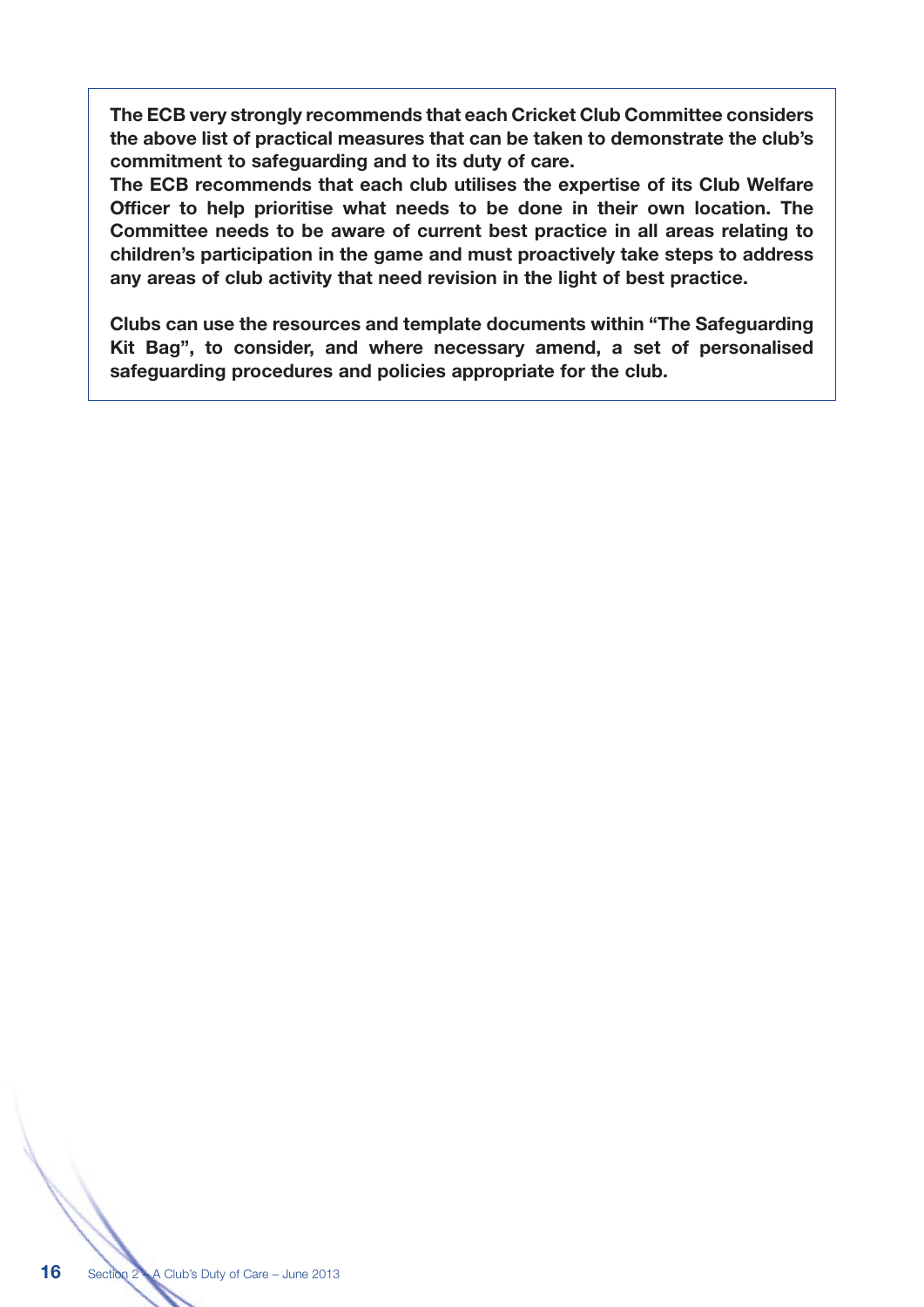**The ECB very strongly recommends that each Cricket Club Committee considers the above list of practical measures that can be taken to demonstrate the club's commitment to safeguarding and to its duty of care.**
**The ECB recommends that each club utilises the expertise of its Club Welfare Officer to help prioritise what needs to be done in their own location. The Committee needs to be aware of current best practice in all areas relating to children's participation in the game and must proactively take steps to address any areas of club activity that need revision in the light of best practice.**

**Clubs can use the resources and template documents within "The Safeguarding Kit Bag", to consider, and where necessary amend, a set of personalised safeguarding procedures and policies appropriate for the club.**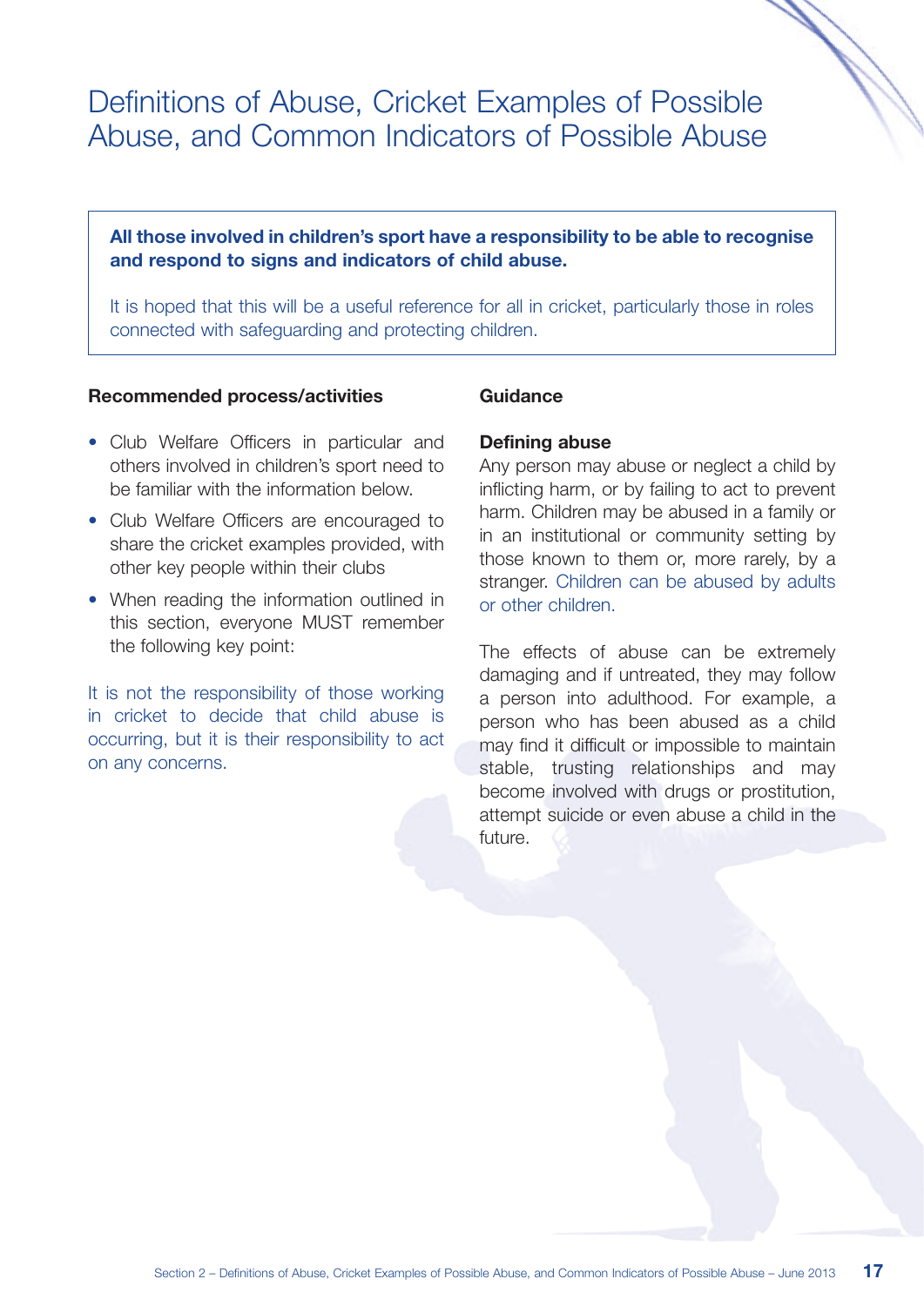# Definitions of Abuse, Cricket Examples of Possible Abuse, and Common Indicators of Possible Abuse

**All those involved in children's sport have a responsibility to be able to recognise and respond to signs and indicators of child abuse.**

It is hoped that this will be a useful reference for all in cricket, particularly those in roles connected with safeguarding and protecting children.

### Recommended process/activities

- Club Welfare Officers in particular and others involved in children's sport need to be familiar with the information below.
- Club Welfare Officers are encouraged to share the cricket examples provided, with other key people within their clubs
- When reading the information outlined in this section, everyone MUST remember the following key point:

It is not the responsibility of those working in cricket to decide that child abuse is occurring, but it is their responsibility to act on any concerns.

### Guidance

**Defining abuse**

Any person may abuse or neglect a child by inflicting harm, or by failing to act to prevent harm. Children may be abused in a family or in an institutional or community setting by those known to them or, more rarely, by a stranger. Children can be abused by adults or other children.

The effects of abuse can be extremely damaging and if untreated, they may follow a person into adulthood. For example, a person who has been abused as a child may find it difficult or impossible to maintain stable, trusting relationships and may become involved with drugs or prostitution, attempt suicide or even abuse a child in the future.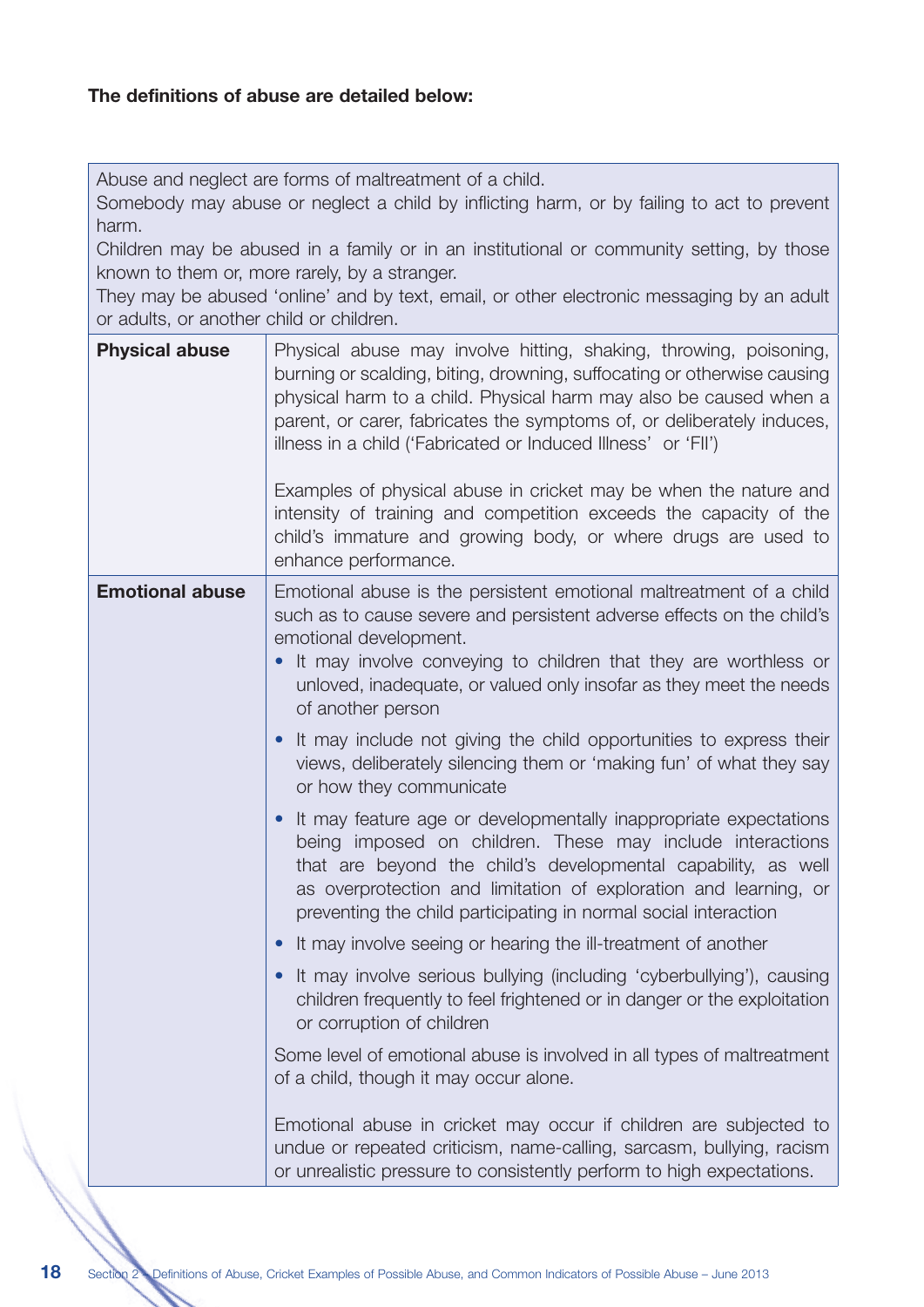**The definitions of abuse are detailed below:**

| Abuse and neglect are forms of maltreatment of a child.<br>Somebody may abuse or neglect a child by inflicting harm, or by failing to act to prevent harm.<br>Children may be abused in a family or in an institutional or community setting, by those known to them or, more rarely, by a stranger.<br>They may be abused 'online' and by text, email, or other electronic messaging by an adult or adults, or another child or children. | |
|---|---|
| **Physical abuse** | Physical abuse may involve hitting, shaking, throwing, poisoning, burning or scalding, biting, drowning, suffocating or otherwise causing physical harm to a child. Physical harm may also be caused when a parent, or carer, fabricates the symptoms of, or deliberately induces, illness in a child ('Fabricated or Induced Illness' or 'FII')<br><br>Examples of physical abuse in cricket may be when the nature and intensity of training and competition exceeds the capacity of the child's immature and growing body, or where drugs are used to enhance performance. |
| **Emotional abuse** | Emotional abuse is the persistent emotional maltreatment of a child such as to cause severe and persistent adverse effects on the child's emotional development.<br>• It may involve conveying to children that they are worthless or unloved, inadequate, or valued only insofar as they meet the needs of another person<br>• It may include not giving the child opportunities to express their views, deliberately silencing them or 'making fun' of what they say or how they communicate<br>• It may feature age or developmentally inappropriate expectations being imposed on children. These may include interactions that are beyond the child's developmental capability, as well as overprotection and limitation of exploration and learning, or preventing the child participating in normal social interaction<br>• It may involve seeing or hearing the ill-treatment of another<br>• It may involve serious bullying (including 'cyberbullying'), causing children frequently to feel frightened or in danger or the exploitation or corruption of children<br><br>Some level of emotional abuse is involved in all types of maltreatment of a child, though it may occur alone.<br><br>Emotional abuse in cricket may occur if children are subjected to undue or repeated criticism, name-calling, sarcasm, bullying, racism or unrealistic pressure to consistently perform to high expectations. |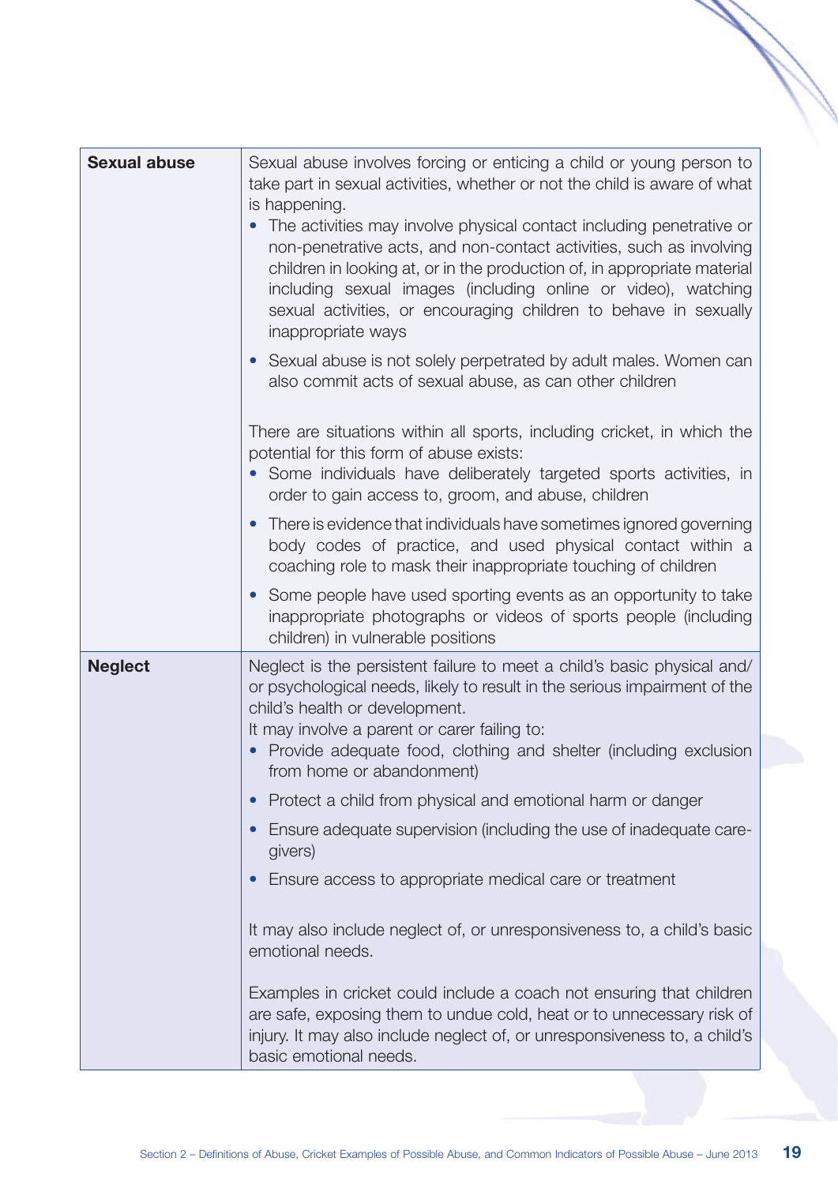| | |
|---|---|
| **Sexual abuse** | Sexual abuse involves forcing or enticing a child or young person to take part in sexual activities, whether or not the child is aware of what is happening.<br>• The activities may involve physical contact including penetrative or non-penetrative acts, and non-contact activities, such as involving children in looking at, or in the production of, in appropriate material including sexual images (including online or video), watching sexual activities, or encouraging children to behave in sexually inappropriate ways<br>• Sexual abuse is not solely perpetrated by adult males. Women can also commit acts of sexual abuse, as can other children<br><br>There are situations within all sports, including cricket, in which the potential for this form of abuse exists:<br>• Some individuals have deliberately targeted sports activities, in order to gain access to, groom, and abuse, children<br>• There is evidence that individuals have sometimes ignored governing body codes of practice, and used physical contact within a coaching role to mask their inappropriate touching of children<br>• Some people have used sporting events as an opportunity to take inappropriate photographs or videos of sports people (including children) in vulnerable positions |
| **Neglect** | Neglect is the persistent failure to meet a child's basic physical and/or psychological needs, likely to result in the serious impairment of the child's health or development.<br>It may involve a parent or carer failing to:<br>• Provide adequate food, clothing and shelter (including exclusion from home or abandonment)<br>• Protect a child from physical and emotional harm or danger<br>• Ensure adequate supervision (including the use of inadequate care-givers)<br>• Ensure access to appropriate medical care or treatment<br><br>It may also include neglect of, or unresponsiveness to, a child's basic emotional needs.<br><br>Examples in cricket could include a coach not ensuring that children are safe, exposing them to undue cold, heat or to unnecessary risk of injury. It may also include neglect of, or unresponsiveness to, a child's basic emotional needs. |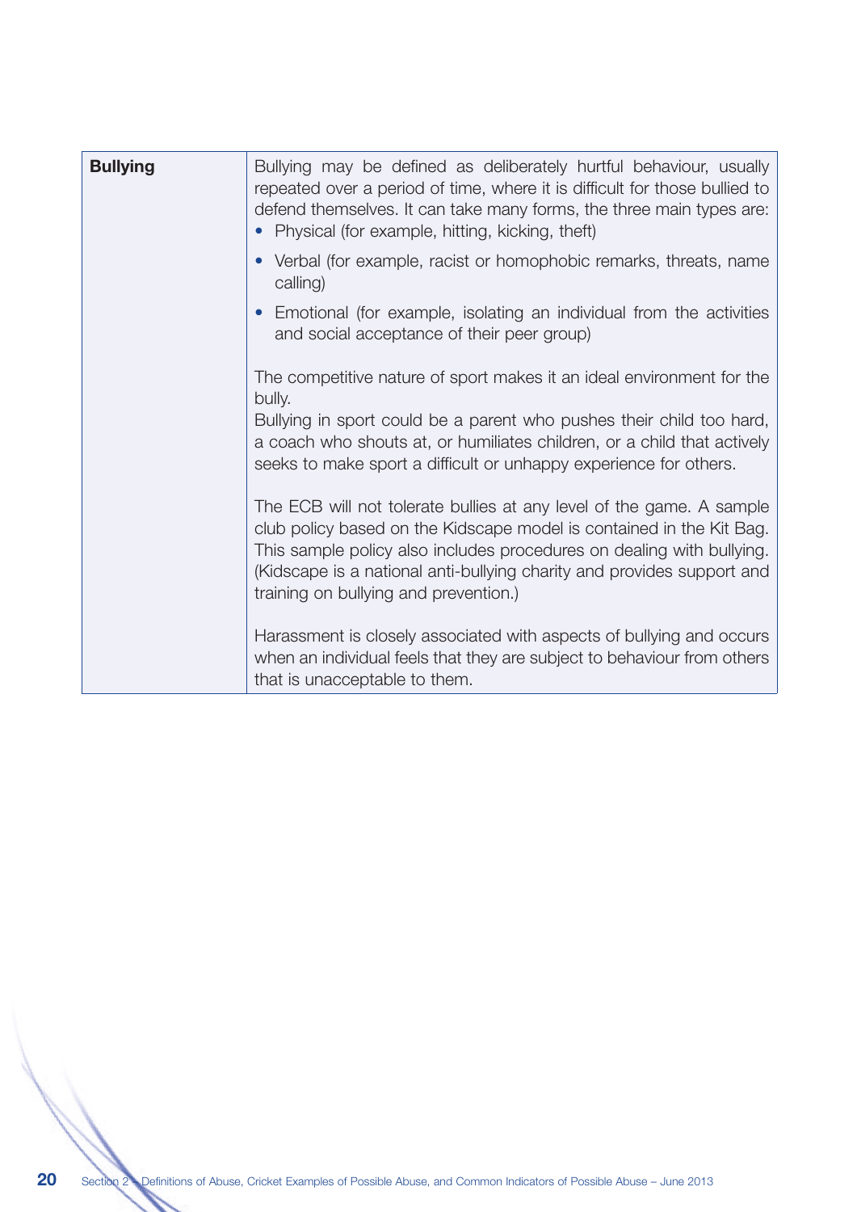| Bullying | Bullying may be defined as deliberately hurtful behaviour, usually repeated over a period of time, where it is difficult for those bullied to defend themselves. It can take many forms, the three main types are:<br>• Physical (for example, hitting, kicking, theft)<br>• Verbal (for example, racist or homophobic remarks, threats, name calling)<br>• Emotional (for example, isolating an individual from the activities and social acceptance of their peer group)<br><br>The competitive nature of sport makes it an ideal environment for the bully.<br>Bullying in sport could be a parent who pushes their child too hard, a coach who shouts at, or humiliates children, or a child that actively seeks to make sport a difficult or unhappy experience for others.<br><br>The ECB will not tolerate bullies at any level of the game. A sample club policy based on the Kidscape model is contained in the Kit Bag. This sample policy also includes procedures on dealing with bullying. (Kidscape is a national anti-bullying charity and provides support and training on bullying and prevention.)<br><br>Harassment is closely associated with aspects of bullying and occurs when an individual feels that they are subject to behaviour from others that is unacceptable to them. |
|---|---|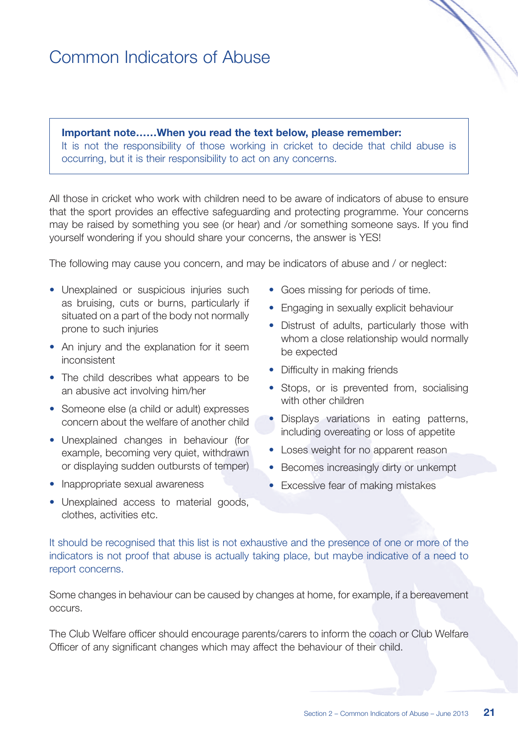# Common Indicators of Abuse

> **Important note……When you read the text below, please remember:**
> It is not the responsibility of those working in cricket to decide that child abuse is occurring, but it is their responsibility to act on any concerns.

All those in cricket who work with children need to be aware of indicators of abuse to ensure that the sport provides an effective safeguarding and protecting programme. Your concerns may be raised by something you see (or hear) and /or something someone says. If you find yourself wondering if you should share your concerns, the answer is YES!

The following may cause you concern, and may be indicators of abuse and / or neglect:

- Unexplained or suspicious injuries such as bruising, cuts or burns, particularly if situated on a part of the body not normally prone to such injuries
- An injury and the explanation for it seem inconsistent
- The child describes what appears to be an abusive act involving him/her
- Someone else (a child or adult) expresses concern about the welfare of another child
- Unexplained changes in behaviour (for example, becoming very quiet, withdrawn or displaying sudden outbursts of temper)
- Inappropriate sexual awareness
- Unexplained access to material goods, clothes, activities etc.
- Goes missing for periods of time.
- Engaging in sexually explicit behaviour
- Distrust of adults, particularly those with whom a close relationship would normally be expected
- Difficulty in making friends
- Stops, or is prevented from, socialising with other children
- Displays variations in eating patterns, including overeating or loss of appetite
- Loses weight for no apparent reason
- Becomes increasingly dirty or unkempt
- Excessive fear of making mistakes

It should be recognised that this list is not exhaustive and the presence of one or more of the indicators is not proof that abuse is actually taking place, but maybe indicative of a need to report concerns.

Some changes in behaviour can be caused by changes at home, for example, if a bereavement occurs.

The Club Welfare officer should encourage parents/carers to inform the coach or Club Welfare Officer of any significant changes which may affect the behaviour of their child.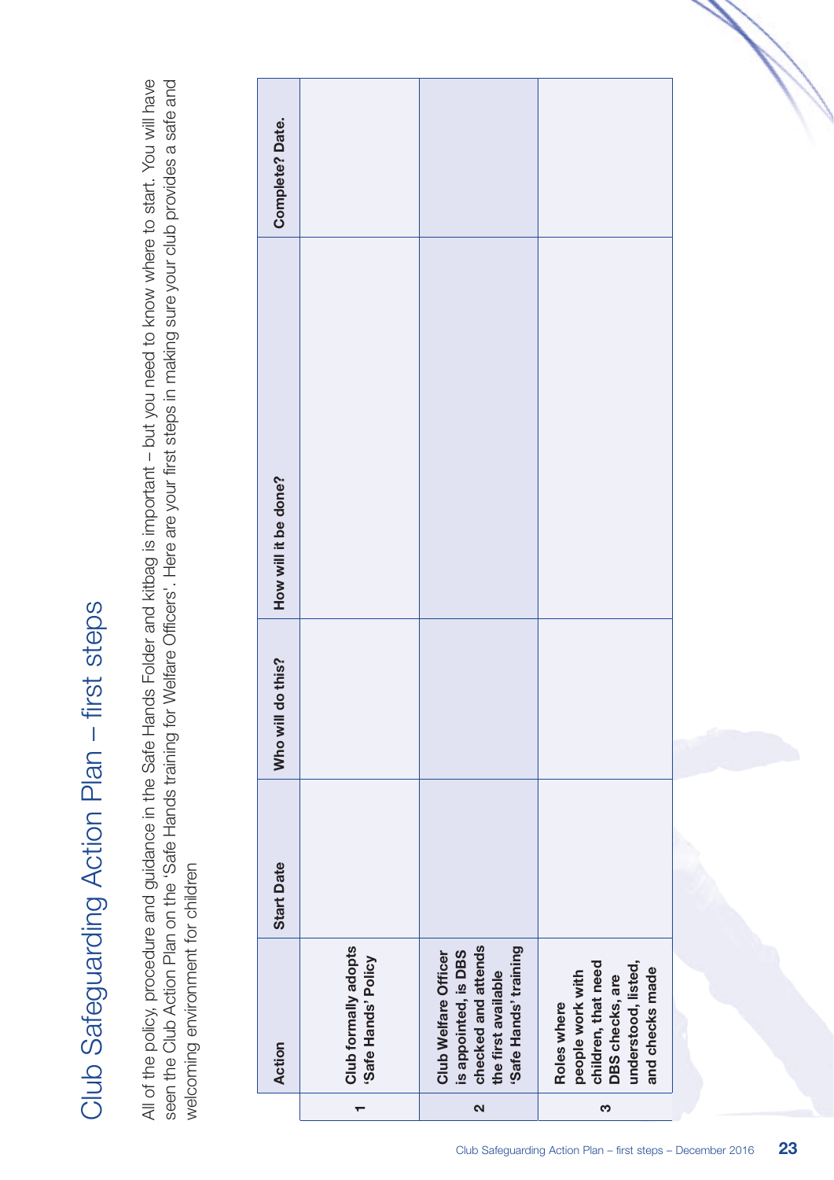# Club Safeguarding Action Plan – first steps

All of the policy, procedure and guidance in the Safe Hands Folder and kitbag is important – but you need to know where to start. You will have seen the Club Action Plan on the 'Safe Hands training for Welfare Officers'. Here are your first steps in making sure your club provides a safe and welcoming environment for children

| | Action | Start Date | Who will do this? | How will it be done? | Complete? Date. |
|---|---|---|---|---|---|
| 1 | **Club formally adopts 'Safe Hands' Policy** | | | | |
| 2 | **Club Welfare Officer is appointed, is DBS checked and attends the first available 'Safe Hands' training** | | | | |
| 3 | **Roles where people work with children, that need DBS checks, are understood, listed, and checks made** | | | | |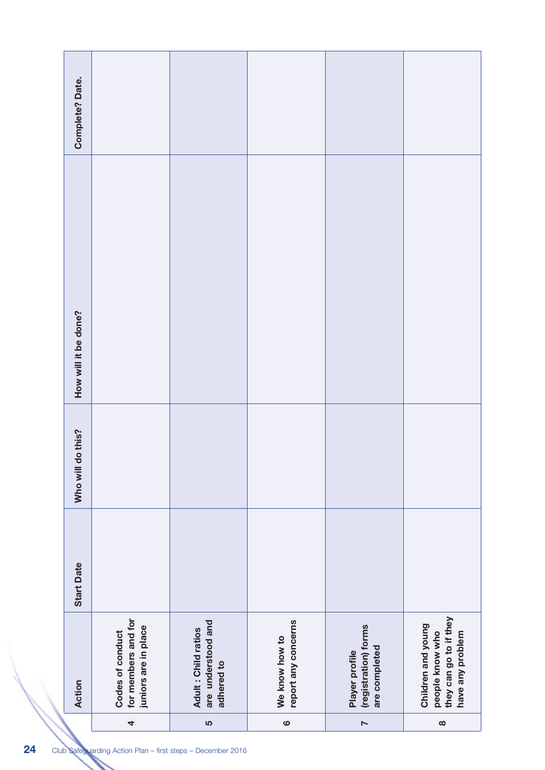| | Action | Start Date | Who will do this? | How will it be done? | Complete? Date. |
|---|---|---|---|---|---|
| 4 | Codes of conduct for members and for juniors are in place | | | | |
| 5 | Adult : Child ratios are understood and adhered to | | | | |
| 6 | We know how to report any concerns | | | | |
| 7 | Player profile (registration) forms are completed | | | | |
| 8 | Children and young people know who they can go to if they have any problem | | | | |